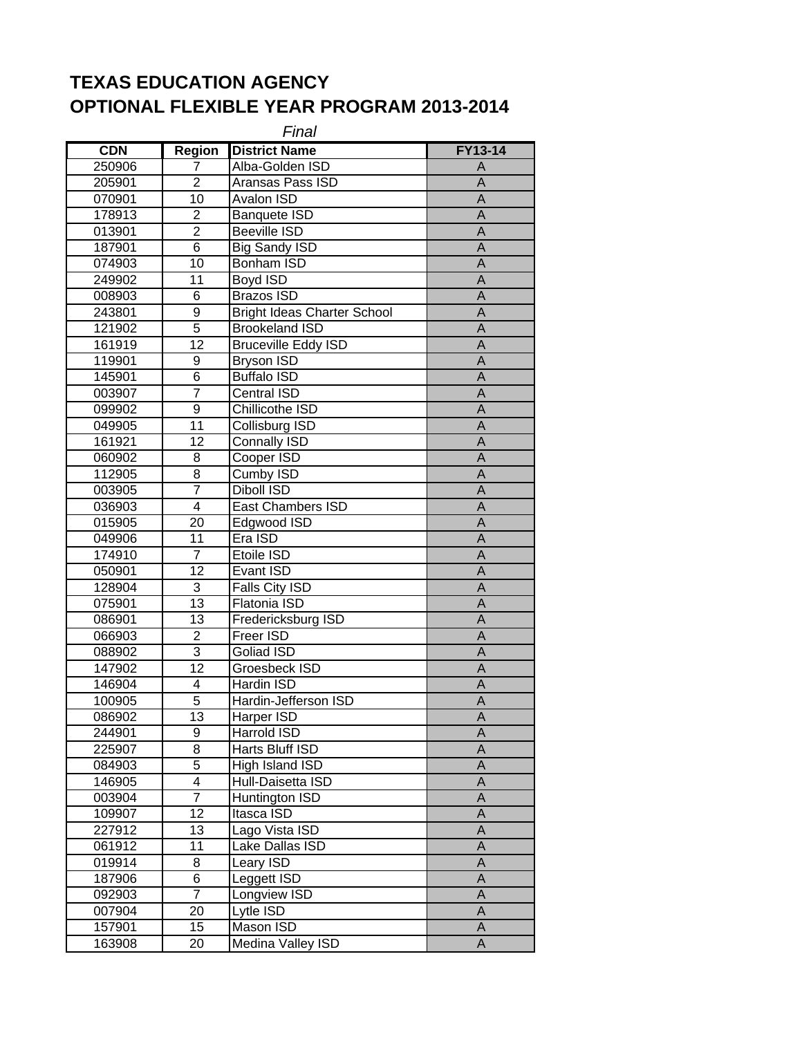# TEXAS EDUCATION AGENCY
# OPTIONAL FLEXIBLE YEAR PROGRAM 2013-2014

*Final*

| CDN | Region | District Name | FY13-14 |
|---|---|---|---|
| 250906 | 7 | Alba-Golden ISD | A |
| 205901 | 2 | Aransas Pass ISD | A |
| 070901 | 10 | Avalon ISD | A |
| 178913 | 2 | Banquete ISD | A |
| 013901 | 2 | Beeville ISD | A |
| 187901 | 6 | Big Sandy ISD | A |
| 074903 | 10 | Bonham ISD | A |
| 249902 | 11 | Boyd ISD | A |
| 008903 | 6 | Brazos ISD | A |
| 243801 | 9 | Bright Ideas Charter School | A |
| 121902 | 5 | Brookeland ISD | A |
| 161919 | 12 | Bruceville Eddy ISD | A |
| 119901 | 9 | Bryson ISD | A |
| 145901 | 6 | Buffalo ISD | A |
| 003907 | 7 | Central ISD | A |
| 099902 | 9 | Chillicothe ISD | A |
| 049905 | 11 | Collisburg ISD | A |
| 161921 | 12 | Connally ISD | A |
| 060902 | 8 | Cooper ISD | A |
| 112905 | 8 | Cumby ISD | A |
| 003905 | 7 | Diboll ISD | A |
| 036903 | 4 | East Chambers ISD | A |
| 015905 | 20 | Edgwood ISD | A |
| 049906 | 11 | Era ISD | A |
| 174910 | 7 | Etoile ISD | A |
| 050901 | 12 | Evant ISD | A |
| 128904 | 3 | Falls City ISD | A |
| 075901 | 13 | Flatonia ISD | A |
| 086901 | 13 | Fredericksburg ISD | A |
| 066903 | 2 | Freer ISD | A |
| 088902 | 3 | Goliad ISD | A |
| 147902 | 12 | Groesbeck ISD | A |
| 146904 | 4 | Hardin ISD | A |
| 100905 | 5 | Hardin-Jefferson ISD | A |
| 086902 | 13 | Harper ISD | A |
| 244901 | 9 | Harrold ISD | A |
| 225907 | 8 | Harts Bluff ISD | A |
| 084903 | 5 | High Island ISD | A |
| 146905 | 4 | Hull-Daisetta ISD | A |
| 003904 | 7 | Huntington ISD | A |
| 109907 | 12 | Itasca ISD | A |
| 227912 | 13 | Lago Vista ISD | A |
| 061912 | 11 | Lake Dallas ISD | A |
| 019914 | 8 | Leary ISD | A |
| 187906 | 6 | Leggett ISD | A |
| 092903 | 7 | Longview ISD | A |
| 007904 | 20 | Lytle ISD | A |
| 157901 | 15 | Mason ISD | A |
| 163908 | 20 | Medina Valley ISD | A |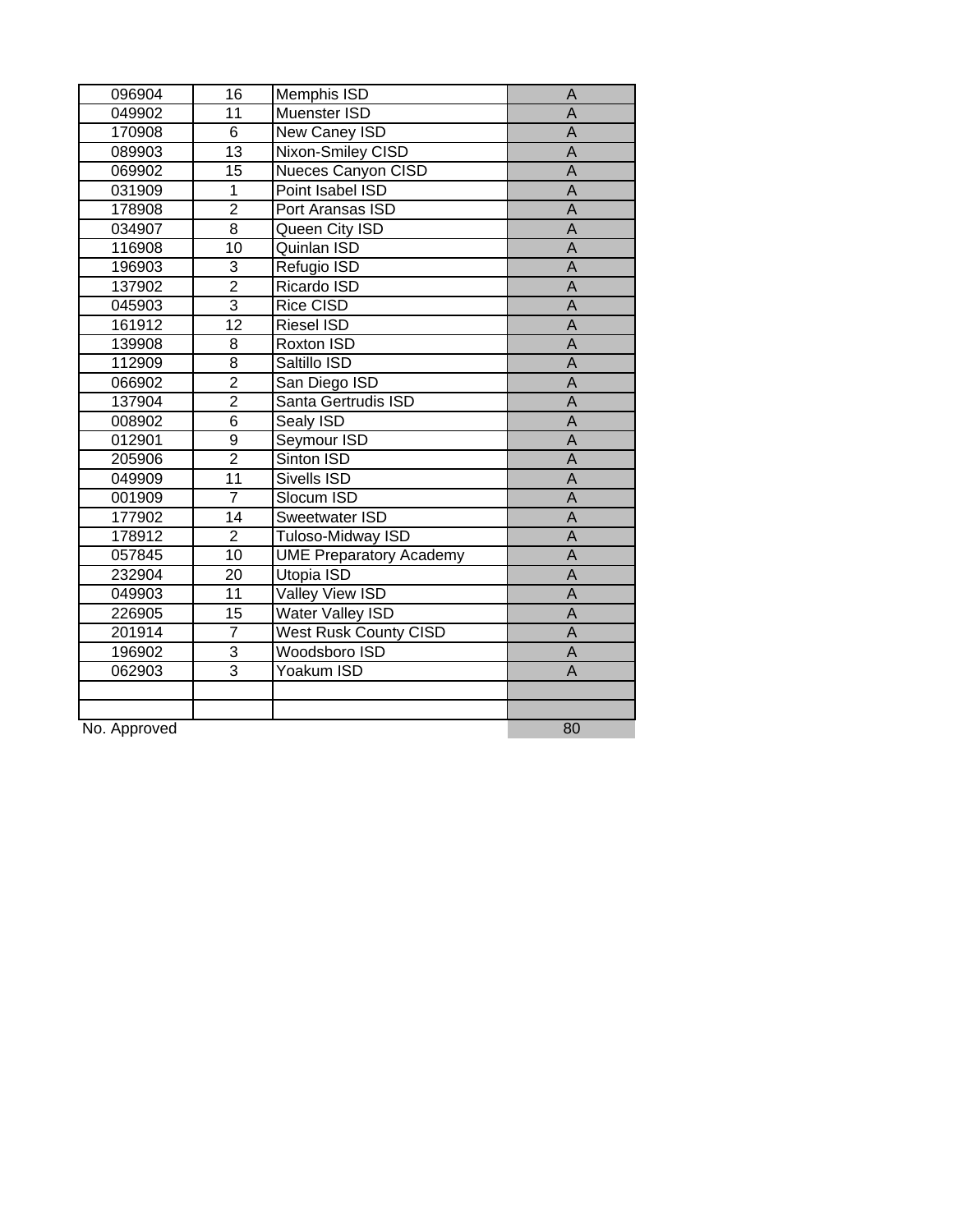| | | | |
|---|---|---|---|
| 096904 | 16 | Memphis ISD | A |
| 049902 | 11 | Muenster ISD | A |
| 170908 | 6 | New Caney ISD | A |
| 089903 | 13 | Nixon-Smiley CISD | A |
| 069902 | 15 | Nueces Canyon CISD | A |
| 031909 | 1 | Point Isabel ISD | A |
| 178908 | 2 | Port Aransas ISD | A |
| 034907 | 8 | Queen City ISD | A |
| 116908 | 10 | Quinlan ISD | A |
| 196903 | 3 | Refugio ISD | A |
| 137902 | 2 | Ricardo ISD | A |
| 045903 | 3 | Rice CISD | A |
| 161912 | 12 | Riesel ISD | A |
| 139908 | 8 | Roxton ISD | A |
| 112909 | 8 | Saltillo ISD | A |
| 066902 | 2 | San Diego ISD | A |
| 137904 | 2 | Santa Gertrudis ISD | A |
| 008902 | 6 | Sealy ISD | A |
| 012901 | 9 | Seymour ISD | A |
| 205906 | 2 | Sinton ISD | A |
| 049909 | 11 | Sivells ISD | A |
| 001909 | 7 | Slocum ISD | A |
| 177902 | 14 | Sweetwater ISD | A |
| 178912 | 2 | Tuloso-Midway ISD | A |
| 057845 | 10 | UME Preparatory Academy | A |
| 232904 | 20 | Utopia ISD | A |
| 049903 | 11 | Valley View ISD | A |
| 226905 | 15 | Water Valley ISD | A |
| 201914 | 7 | West Rusk County CISD | A |
| 196902 | 3 | Woodsboro ISD | A |
| 062903 | 3 | Yoakum ISD | A |
| | | | |
| | | | |
| No. Approved | | | 80 |